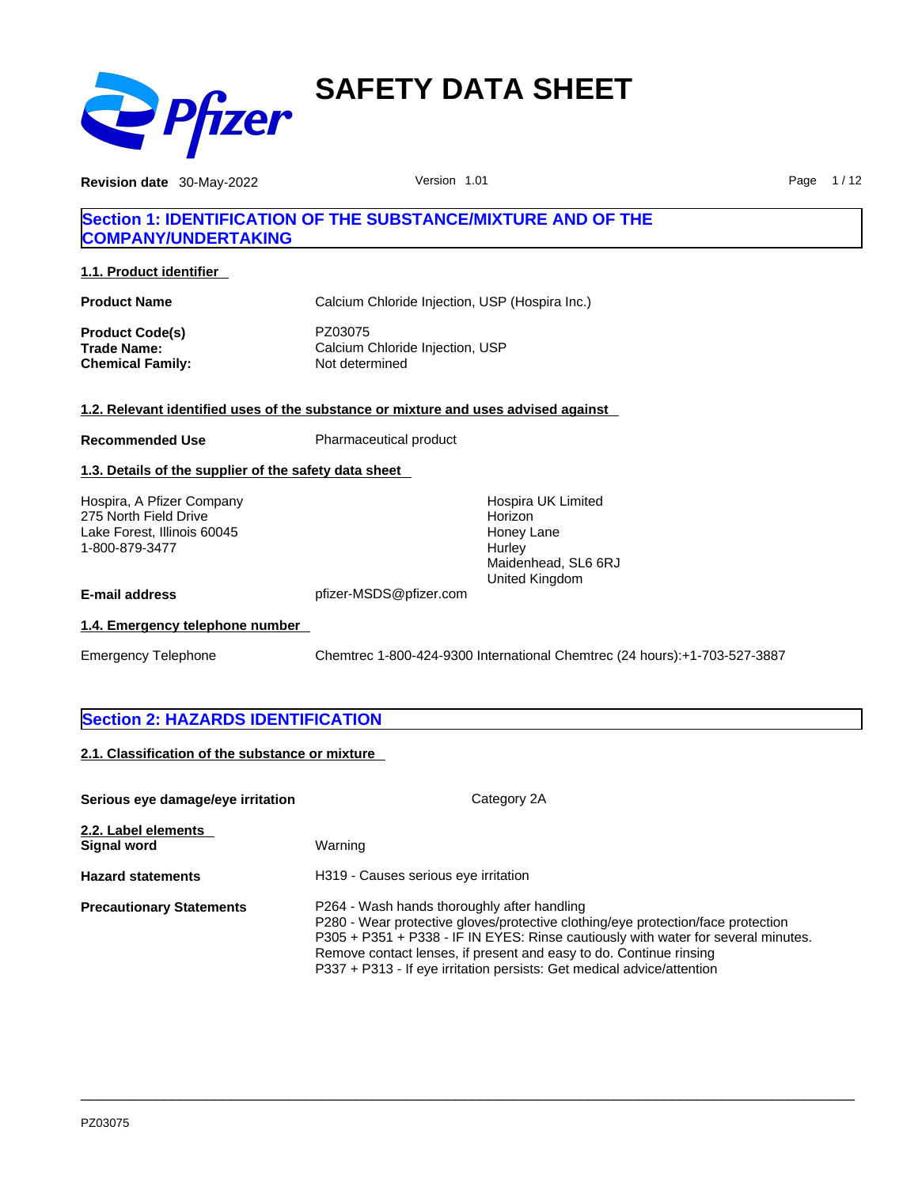# SAFETY DATA SHEET

**Revision date** 30-May-2022 Version 1.01

## Section 1: IDENTIFICATION OF THE SUBSTANCE/MIXTURE AND OF THE COMPANY/UNDERTAKING

### 1.1. Product identifier

**Product Name** Calcium Chloride Injection, USP (Hospira Inc.)

**Product Code(s)** PZ03075
**Trade Name:** Calcium Chloride Injection, USP
**Chemical Family:** Not determined

### 1.2. Relevant identified uses of the substance or mixture and uses advised against

**Recommended Use** Pharmaceutical product

### 1.3. Details of the supplier of the safety data sheet

Hospira, A Pfizer Company
275 North Field Drive
Lake Forest, Illinois 60045
1-800-879-3477

Hospira UK Limited
Horizon
Honey Lane
Hurley
Maidenhead, SL6 6RJ
United Kingdom

**E-mail address** pfizer-MSDS@pfizer.com

### 1.4. Emergency telephone number

Emergency Telephone Chemtrec 1-800-424-9300 International Chemtrec (24 hours):+1-703-527-3887

## Section 2: HAZARDS IDENTIFICATION

### 2.1. Classification of the substance or mixture

**Serious eye damage/eye irritation** Category 2A

### 2.2. Label elements

**Signal word** Warning

**Hazard statements** H319 - Causes serious eye irritation

**Precautionary Statements**
P264 - Wash hands thoroughly after handling
P280 - Wear protective gloves/protective clothing/eye protection/face protection
P305 + P351 + P338 - IF IN EYES: Rinse cautiously with water for several minutes. Remove contact lenses, if present and easy to do. Continue rinsing
P337 + P313 - If eye irritation persists: Get medical advice/attention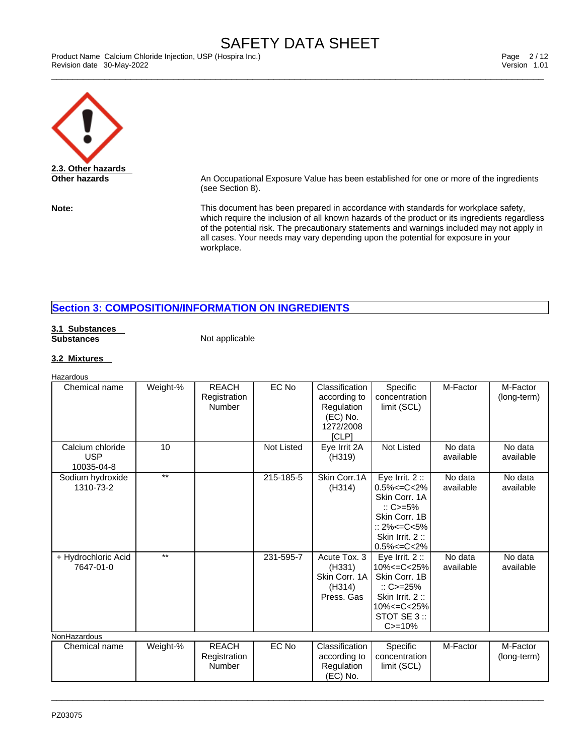### 2.3. Other hazards

**Other hazards** — An Occupational Exposure Value has been established for one or more of the ingredients (see Section 8).

**Note:** — This document has been prepared in accordance with standards for workplace safety, which require the inclusion of all known hazards of the product or its ingredients regardless of the potential risk. The precautionary statements and warnings included may not apply in all cases. Your needs may vary depending upon the potential for exposure in your workplace.

## Section 3: COMPOSITION/INFORMATION ON INGREDIENTS

### 3.1 Substances

**Substances** — Not applicable

### 3.2 Mixtures

Hazardous

| Chemical name | Weight-% | REACH Registration Number | EC No | Classification according to Regulation (EC) No. 1272/2008 [CLP] | Specific concentration limit (SCL) | M-Factor | M-Factor (long-term) |
|---|---|---|---|---|---|---|---|
| Calcium chloride USP 10035-04-8 | 10 | | Not Listed | Eye Irrit 2A (H319) | Not Listed | No data available | No data available |
| Sodium hydroxide 1310-73-2 | ** | | 215-185-5 | Skin Corr.1A (H314) | Eye Irrit. 2 :: 0.5%<=C<2% Skin Corr. 1A :: C>=5% Skin Corr. 1B :: 2%<=C<5% Skin Irrit. 2 :: 0.5%<=C<2% | No data available | No data available |
| + Hydrochloric Acid 7647-01-0 | ** | | 231-595-7 | Acute Tox. 3 (H331) Skin Corr. 1A (H314) Press. Gas | Eye Irrit. 2 :: 10%<=C<25% Skin Corr. 1B :: C>=25% Skin Irrit. 2 :: 10%<=C<25% STOT SE 3 :: C>=10% | No data available | No data available |

NonHazardous

| Chemical name | Weight-% | REACH Registration Number | EC No | Classification according to Regulation (EC) No. | Specific concentration limit (SCL) | M-Factor | M-Factor (long-term) |
|---|---|---|---|---|---|---|---|

PZ03075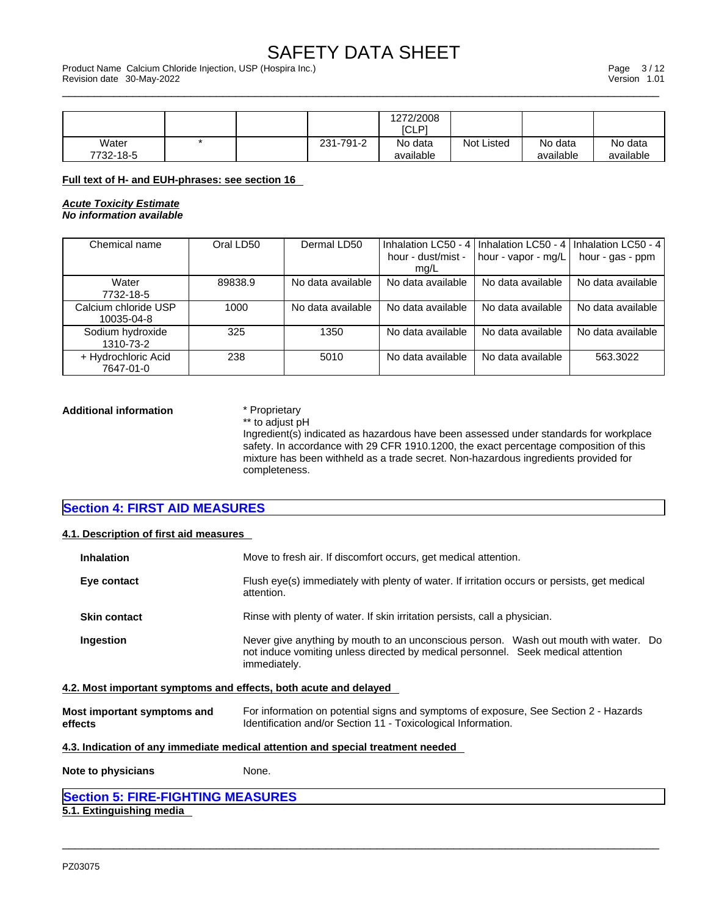| | | | | 1272/2008 [CLP] | | | |
|---|---|---|---|---|---|---|---|
| Water 7732-18-5 | * | | 231-791-2 | No data available | Not Listed | No data available | No data available |

**Full text of H- and EUH-phrases: see section 16**

***Acute Toxicity Estimate***
***No information available***

| Chemical name | Oral LD50 | Dermal LD50 | Inhalation LC50 - 4 hour - dust/mist - mg/L | Inhalation LC50 - 4 hour - vapor - mg/L | Inhalation LC50 - 4 hour - gas - ppm |
|---|---|---|---|---|---|
| Water 7732-18-5 | 89838.9 | No data available | No data available | No data available | No data available |
| Calcium chloride USP 10035-04-8 | 1000 | No data available | No data available | No data available | No data available |
| Sodium hydroxide 1310-73-2 | 325 | 1350 | No data available | No data available | No data available |
| + Hydrochloric Acid 7647-01-0 | 238 | 5010 | No data available | No data available | 563.3022 |

**Additional information**

* Proprietary
** to adjust pH
Ingredient(s) indicated as hazardous have been assessed under standards for workplace safety. In accordance with 29 CFR 1910.1200, the exact percentage composition of this mixture has been withheld as a trade secret. Non-hazardous ingredients provided for completeness.

## Section 4: FIRST AID MEASURES

### 4.1. Description of first aid measures

**Inhalation**
Move to fresh air. If discomfort occurs, get medical attention.

**Eye contact**
Flush eye(s) immediately with plenty of water. If irritation occurs or persists, get medical attention.

**Skin contact**
Rinse with plenty of water. If skin irritation persists, call a physician.

**Ingestion**
Never give anything by mouth to an unconscious person. Wash out mouth with water. Do not induce vomiting unless directed by medical personnel. Seek medical attention immediately.

### 4.2. Most important symptoms and effects, both acute and delayed

**Most important symptoms and effects**
For information on potential signs and symptoms of exposure, See Section 2 - Hazards Identification and/or Section 11 - Toxicological Information.

### 4.3. Indication of any immediate medical attention and special treatment needed

**Note to physicians**
None.

## Section 5: FIRE-FIGHTING MEASURES

### 5.1. Extinguishing media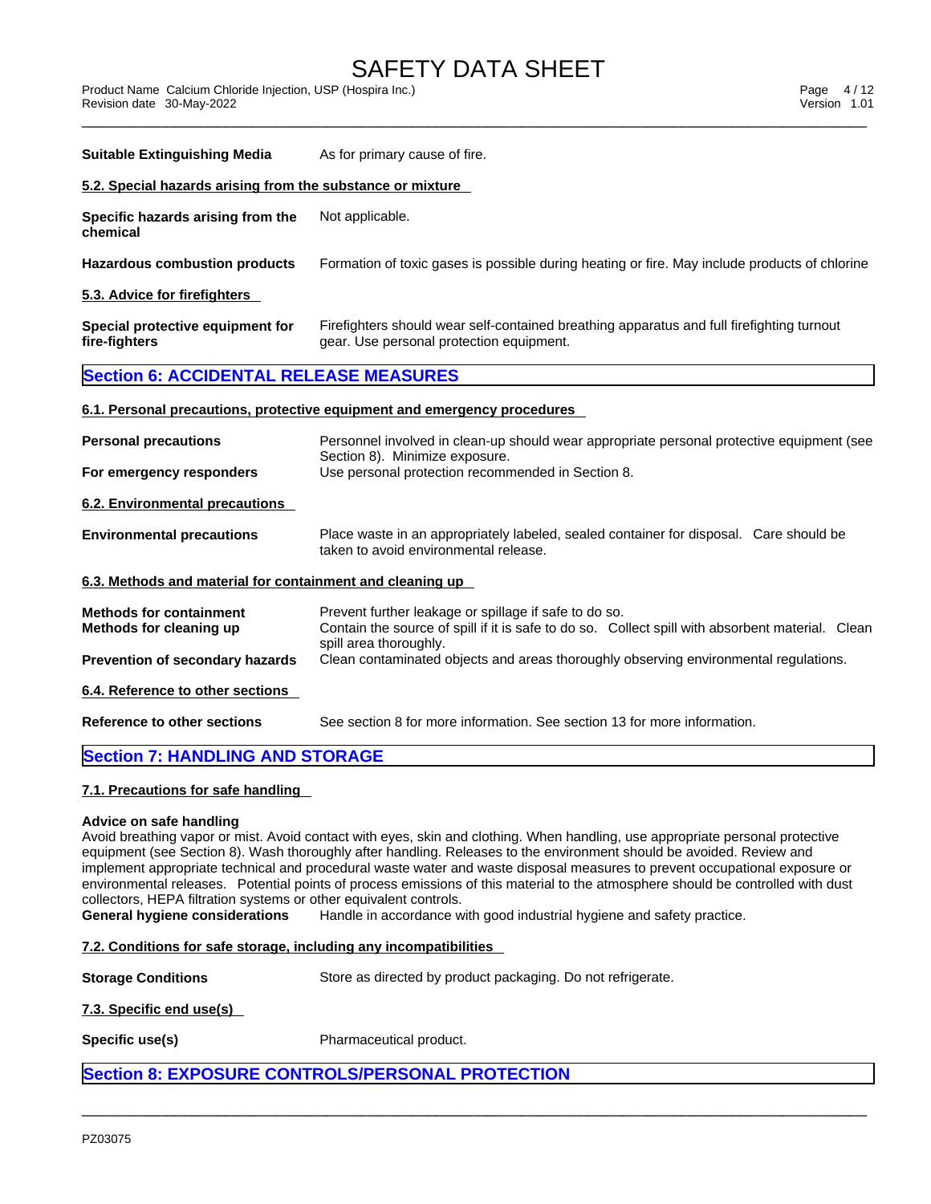**Suitable Extinguishing Media** As for primary cause of fire.

### 5.2. Special hazards arising from the substance or mixture

**Specific hazards arising from the chemical** Not applicable.

**Hazardous combustion products** Formation of toxic gases is possible during heating or fire. May include products of chlorine

### 5.3. Advice for firefighters

**Special protective equipment for fire-fighters** Firefighters should wear self-contained breathing apparatus and full firefighting turnout gear. Use personal protection equipment.

## Section 6: ACCIDENTAL RELEASE MEASURES

### 6.1. Personal precautions, protective equipment and emergency procedures

**Personal precautions** Personnel involved in clean-up should wear appropriate personal protective equipment (see Section 8). Minimize exposure.

**For emergency responders** Use personal protection recommended in Section 8.

### 6.2. Environmental precautions

**Environmental precautions** Place waste in an appropriately labeled, sealed container for disposal. Care should be taken to avoid environmental release.

### 6.3. Methods and material for containment and cleaning up

**Methods for containment** Prevent further leakage or spillage if safe to do so.

**Methods for cleaning up** Contain the source of spill if it is safe to do so. Collect spill with absorbent material. Clean spill area thoroughly.

**Prevention of secondary hazards** Clean contaminated objects and areas thoroughly observing environmental regulations.

### 6.4. Reference to other sections

**Reference to other sections** See section 8 for more information. See section 13 for more information.

## Section 7: HANDLING AND STORAGE

### 7.1. Precautions for safe handling

**Advice on safe handling**
Avoid breathing vapor or mist. Avoid contact with eyes, skin and clothing. When handling, use appropriate personal protective equipment (see Section 8). Wash thoroughly after handling. Releases to the environment should be avoided. Review and implement appropriate technical and procedural waste water and waste disposal measures to prevent occupational exposure or environmental releases. Potential points of process emissions of this material to the atmosphere should be controlled with dust collectors, HEPA filtration systems or other equivalent controls.

**General hygiene considerations** Handle in accordance with good industrial hygiene and safety practice.

### 7.2. Conditions for safe storage, including any incompatibilities

**Storage Conditions** Store as directed by product packaging. Do not refrigerate.

### 7.3. Specific end use(s)

**Specific use(s)** Pharmaceutical product.

## Section 8: EXPOSURE CONTROLS/PERSONAL PROTECTION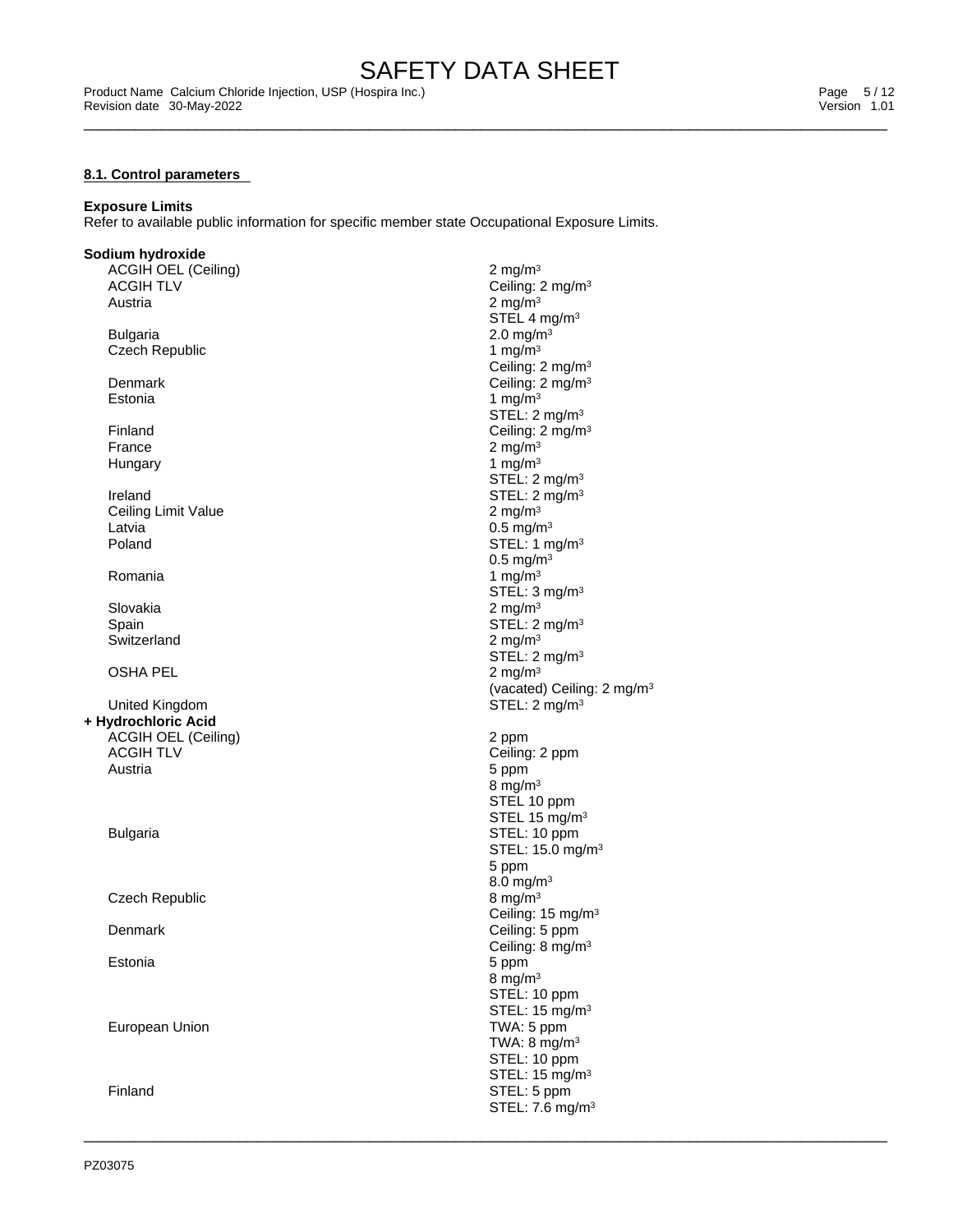### 8.1. Control parameters

**Exposure Limits**
Refer to available public information for specific member state Occupational Exposure Limits.

**Sodium hydroxide**

| | |
|---|---|
| ACGIH OEL (Ceiling) | 2 mg/m³ |
| ACGIH TLV | Ceiling: 2 mg/m³ |
| Austria | 2 mg/m³<br>STEL 4 mg/m³ |
| Bulgaria | 2.0 mg/m³ |
| Czech Republic | 1 mg/m³<br>Ceiling: 2 mg/m³ |
| Denmark | Ceiling: 2 mg/m³ |
| Estonia | 1 mg/m³<br>STEL: 2 mg/m³ |
| Finland | Ceiling: 2 mg/m³ |
| France | 2 mg/m³ |
| Hungary | 1 mg/m³<br>STEL: 2 mg/m³ |
| Ireland | STEL: 2 mg/m³ |
| Ceiling Limit Value | 2 mg/m³ |
| Latvia | 0.5 mg/m³ |
| Poland | STEL: 1 mg/m³<br>0.5 mg/m³ |
| Romania | 1 mg/m³<br>STEL: 3 mg/m³ |
| Slovakia | 2 mg/m³ |
| Spain | STEL: 2 mg/m³ |
| Switzerland | 2 mg/m³<br>STEL: 2 mg/m³ |
| OSHA PEL | 2 mg/m³<br>(vacated) Ceiling: 2 mg/m³ |
| United Kingdom | STEL: 2 mg/m³ |

**+ Hydrochloric Acid**

| | |
|---|---|
| ACGIH OEL (Ceiling) | 2 ppm |
| ACGIH TLV | Ceiling: 2 ppm |
| Austria | 5 ppm<br>8 mg/m³<br>STEL 10 ppm<br>STEL 15 mg/m³ |
| Bulgaria | STEL: 10 ppm<br>STEL: 15.0 mg/m³<br>5 ppm<br>8.0 mg/m³ |
| Czech Republic | 8 mg/m³<br>Ceiling: 15 mg/m³ |
| Denmark | Ceiling: 5 ppm<br>Ceiling: 8 mg/m³ |
| Estonia | 5 ppm<br>8 mg/m³<br>STEL: 10 ppm<br>STEL: 15 mg/m³ |
| European Union | TWA: 5 ppm<br>TWA: 8 mg/m³<br>STEL: 10 ppm<br>STEL: 15 mg/m³ |
| Finland | STEL: 5 ppm<br>STEL: 7.6 mg/m³ |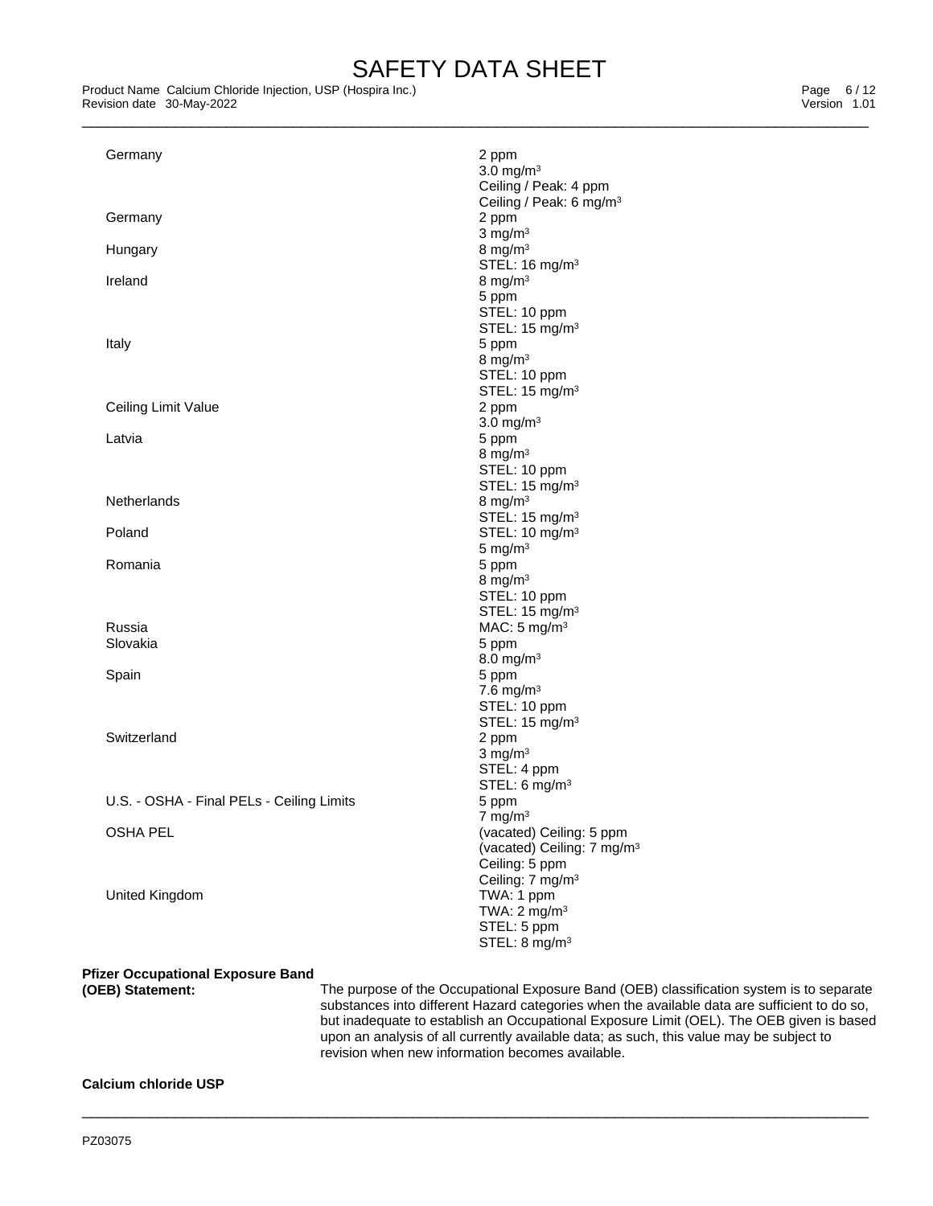| | |
|---|---|
| Germany | 2 ppm<br>3.0 mg/m³<br>Ceiling / Peak: 4 ppm<br>Ceiling / Peak: 6 mg/m³ |
| Germany | 2 ppm<br>3 mg/m³ |
| Hungary | 8 mg/m³<br>STEL: 16 mg/m³ |
| Ireland | 8 mg/m³<br>5 ppm<br>STEL: 10 ppm<br>STEL: 15 mg/m³ |
| Italy | 5 ppm<br>8 mg/m³<br>STEL: 10 ppm<br>STEL: 15 mg/m³ |
| Ceiling Limit Value | 2 ppm<br>3.0 mg/m³ |
| Latvia | 5 ppm<br>8 mg/m³<br>STEL: 10 ppm<br>STEL: 15 mg/m³ |
| Netherlands | 8 mg/m³<br>STEL: 15 mg/m³ |
| Poland | STEL: 10 mg/m³<br>5 mg/m³ |
| Romania | 5 ppm<br>8 mg/m³<br>STEL: 10 ppm<br>STEL: 15 mg/m³ |
| Russia | MAC: 5 mg/m³ |
| Slovakia | 5 ppm<br>8.0 mg/m³ |
| Spain | 5 ppm<br>7.6 mg/m³<br>STEL: 10 ppm<br>STEL: 15 mg/m³ |
| Switzerland | 2 ppm<br>3 mg/m³<br>STEL: 4 ppm<br>STEL: 6 mg/m³ |
| U.S. - OSHA - Final PELs - Ceiling Limits | 5 ppm<br>7 mg/m³ |
| OSHA PEL | (vacated) Ceiling: 5 ppm<br>(vacated) Ceiling: 7 mg/m³<br>Ceiling: 5 ppm<br>Ceiling: 7 mg/m³ |
| United Kingdom | TWA: 1 ppm<br>TWA: 2 mg/m³<br>STEL: 5 ppm<br>STEL: 8 mg/m³ |

**Pfizer Occupational Exposure Band (OEB) Statement:** The purpose of the Occupational Exposure Band (OEB) classification system is to separate substances into different Hazard categories when the available data are sufficient to do so, but inadequate to establish an Occupational Exposure Limit (OEL). The OEB given is based upon an analysis of all currently available data; as such, this value may be subject to revision when new information becomes available.

**Calcium chloride USP**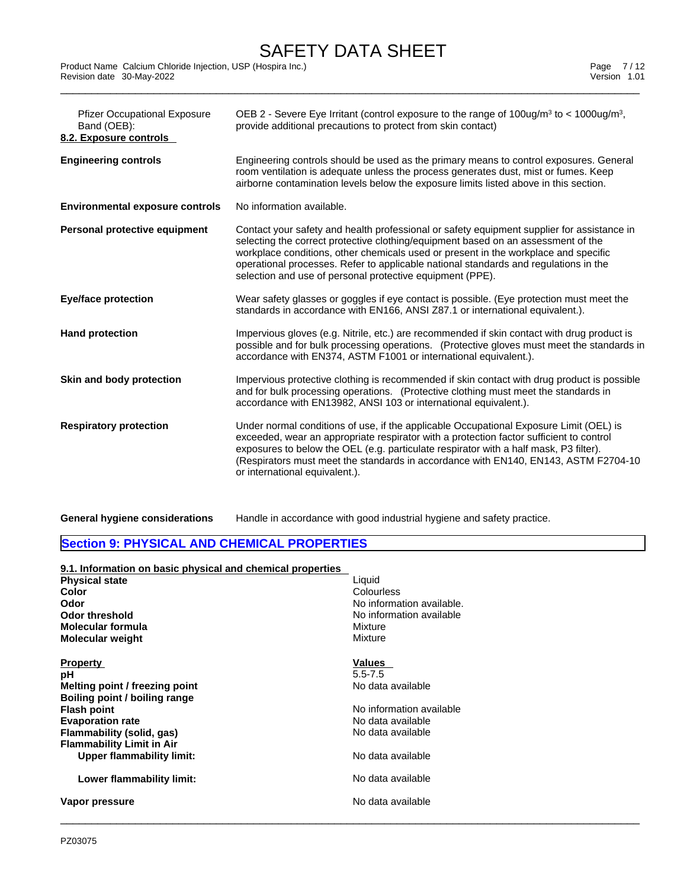| | |
|---|---|
| Pfizer Occupational Exposure Band (OEB): | OEB 2 - Severe Eye Irritant (control exposure to the range of 100ug/m³ to < 1000ug/m³, provide additional precautions to protect from skin contact) |

**8.2. Exposure controls**

| | |
|---|---|
| **Engineering controls** | Engineering controls should be used as the primary means to control exposures. General room ventilation is adequate unless the process generates dust, mist or fumes. Keep airborne contamination levels below the exposure limits listed above in this section. |
| **Environmental exposure controls** | No information available. |
| **Personal protective equipment** | Contact your safety and health professional or safety equipment supplier for assistance in selecting the correct protective clothing/equipment based on an assessment of the workplace conditions, other chemicals used or present in the workplace and specific operational processes. Refer to applicable national standards and regulations in the selection and use of personal protective equipment (PPE). |
| **Eye/face protection** | Wear safety glasses or goggles if eye contact is possible. (Eye protection must meet the standards in accordance with EN166, ANSI Z87.1 or international equivalent.). |
| **Hand protection** | Impervious gloves (e.g. Nitrile, etc.) are recommended if skin contact with drug product is possible and for bulk processing operations. (Protective gloves must meet the standards in accordance with EN374, ASTM F1001 or international equivalent.). |
| **Skin and body protection** | Impervious protective clothing is recommended if skin contact with drug product is possible and for bulk processing operations. (Protective clothing must meet the standards in accordance with EN13982, ANSI 103 or international equivalent.). |
| **Respiratory protection** | Under normal conditions of use, if the applicable Occupational Exposure Limit (OEL) is exceeded, wear an appropriate respirator with a protection factor sufficient to control exposures to below the OEL (e.g. particulate respirator with a half mask, P3 filter). (Respirators must meet the standards in accordance with EN140, EN143, ASTM F2704-10 or international equivalent.). |
| **General hygiene considerations** | Handle in accordance with good industrial hygiene and safety practice. |

## Section 9: PHYSICAL AND CHEMICAL PROPERTIES

**9.1. Information on basic physical and chemical properties**

| | |
|---|---|
| **Physical state** | Liquid |
| **Color** | Colourless |
| **Odor** | No information available. |
| **Odor threshold** | No information available |
| **Molecular formula** | Mixture |
| **Molecular weight** | Mixture |

| **Property** | **Values** |
|---|---|
| **pH** | 5.5-7.5 |
| **Melting point / freezing point** | No data available |
| **Boiling point / boiling range** | |
| **Flash point** | No information available |
| **Evaporation rate** | No data available |
| **Flammability (solid, gas)** | No data available |
| **Flammability Limit in Air** | |
| **Upper flammability limit:** | No data available |
| **Lower flammability limit:** | No data available |
| **Vapor pressure** | No data available |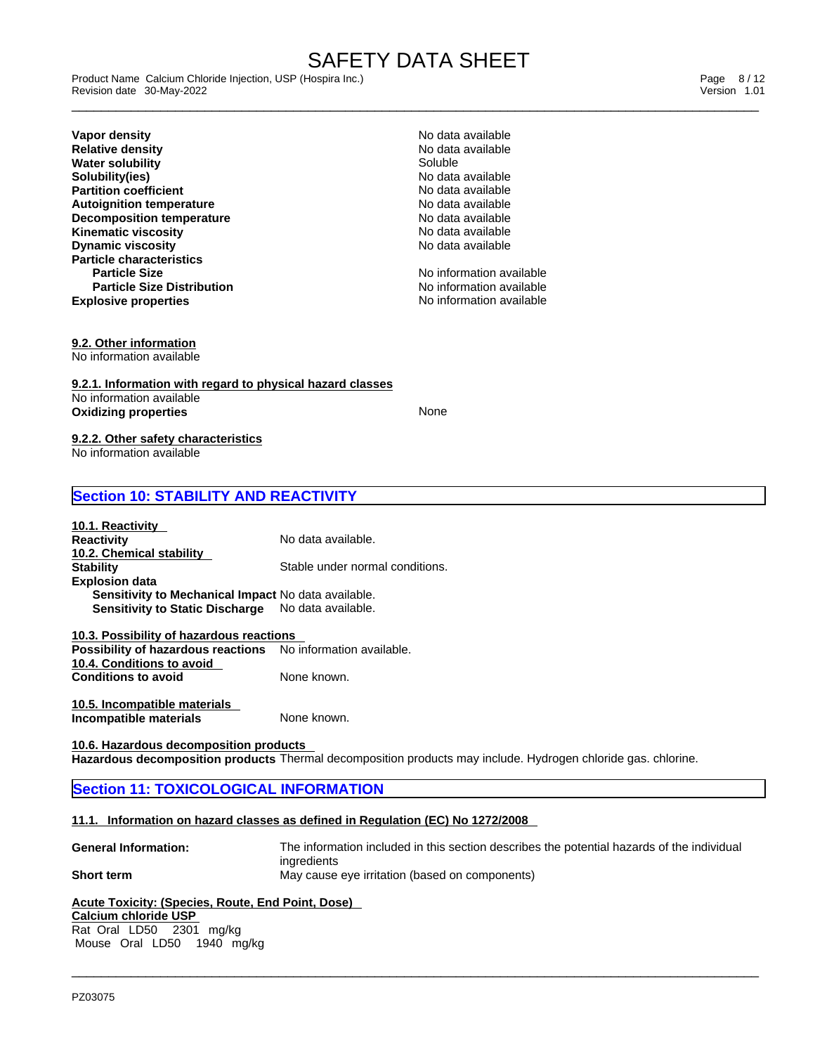| | |
|---|---|
| **Vapor density** | No data available |
| **Relative density** | No data available |
| **Water solubility** | Soluble |
| **Solubility(ies)** | No data available |
| **Partition coefficient** | No data available |
| **Autoignition temperature** | No data available |
| **Decomposition temperature** | No data available |
| **Kinematic viscosity** | No data available |
| **Dynamic viscosity** | No data available |
| **Particle characteristics** | |
| **Particle Size** | No information available |
| **Particle Size Distribution** | No information available |
| **Explosive properties** | No information available |

**9.2. Other information**
No information available

**9.2.1. Information with regard to physical hazard classes**
No information available

| | |
|---|---|
| **Oxidizing properties** | None |

**9.2.2. Other safety characteristics**
No information available

## Section 10: STABILITY AND REACTIVITY

**10.1. Reactivity**

| | |
|---|---|
| **Reactivity** | No data available. |

**10.2. Chemical stability**

| | |
|---|---|
| **Stability** | Stable under normal conditions. |
| **Explosion data** | |
| **Sensitivity to Mechanical Impact** | No data available. |
| **Sensitivity to Static Discharge** | No data available. |

**10.3. Possibility of hazardous reactions**

| | |
|---|---|
| **Possibility of hazardous reactions** | No information available. |

**10.4. Conditions to avoid**

| | |
|---|---|
| **Conditions to avoid** | None known. |

**10.5. Incompatible materials**

| | |
|---|---|
| **Incompatible materials** | None known. |

**10.6. Hazardous decomposition products**

**Hazardous decomposition products** Thermal decomposition products may include. Hydrogen chloride gas. chlorine.

## Section 11: TOXICOLOGICAL INFORMATION

**11.1. Information on hazard classes as defined in Regulation (EC) No 1272/2008**

| | |
|---|---|
| **General Information:** | The information included in this section describes the potential hazards of the individual ingredients |
| **Short term** | May cause eye irritation (based on components) |

**Acute Toxicity: (Species, Route, End Point, Dose)**
**Calcium chloride USP**
Rat Oral LD50 2301 mg/kg
Mouse Oral LD50 1940 mg/kg

PZ03075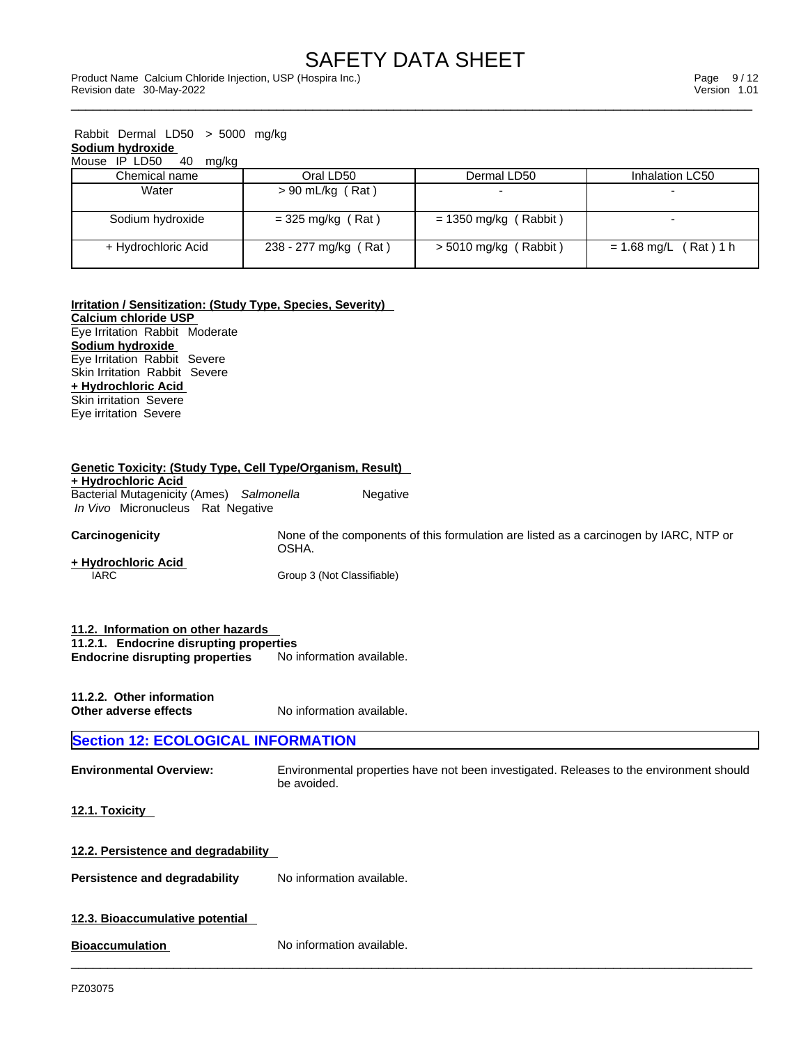Rabbit Dermal LD50 > 5000 mg/kg

**Sodium hydroxide**

Mouse IP LD50 40 mg/kg

| Chemical name | Oral LD50 | Dermal LD50 | Inhalation LC50 |
|---|---|---|---|
| Water | > 90 mL/kg ( Rat ) | - | - |
| Sodium hydroxide | = 325 mg/kg ( Rat ) | = 1350 mg/kg ( Rabbit ) | - |
| + Hydrochloric Acid | 238 - 277 mg/kg ( Rat ) | > 5010 mg/kg ( Rabbit ) | = 1.68 mg/L ( Rat ) 1 h |

**Irritation / Sensitization: (Study Type, Species, Severity)**

**Calcium chloride USP**

Eye Irritation Rabbit Moderate

**Sodium hydroxide**

Eye Irritation Rabbit Severe

Skin Irritation Rabbit Severe

**+ Hydrochloric Acid**

Skin irritation Severe

Eye irritation Severe

**Genetic Toxicity: (Study Type, Cell Type/Organism, Result)**

**+ Hydrochloric Acid**

Bacterial Mutagenicity (Ames) *Salmonella* Negative

*In Vivo* Micronucleus Rat Negative

**Carcinogenicity** None of the components of this formulation are listed as a carcinogen by IARC, NTP or OSHA.

**+ Hydrochloric Acid**

IARC Group 3 (Not Classifiable)

**11.2. Information on other hazards**

**11.2.1. Endocrine disrupting properties**

**Endocrine disrupting properties** No information available.

**11.2.2. Other information**

**Other adverse effects** No information available.

## Section 12: ECOLOGICAL INFORMATION

**Environmental Overview:** Environmental properties have not been investigated. Releases to the environment should be avoided.

**12.1. Toxicity**

**12.2. Persistence and degradability**

**Persistence and degradability** No information available.

**12.3. Bioaccumulative potential**

**Bioaccumulation** No information available.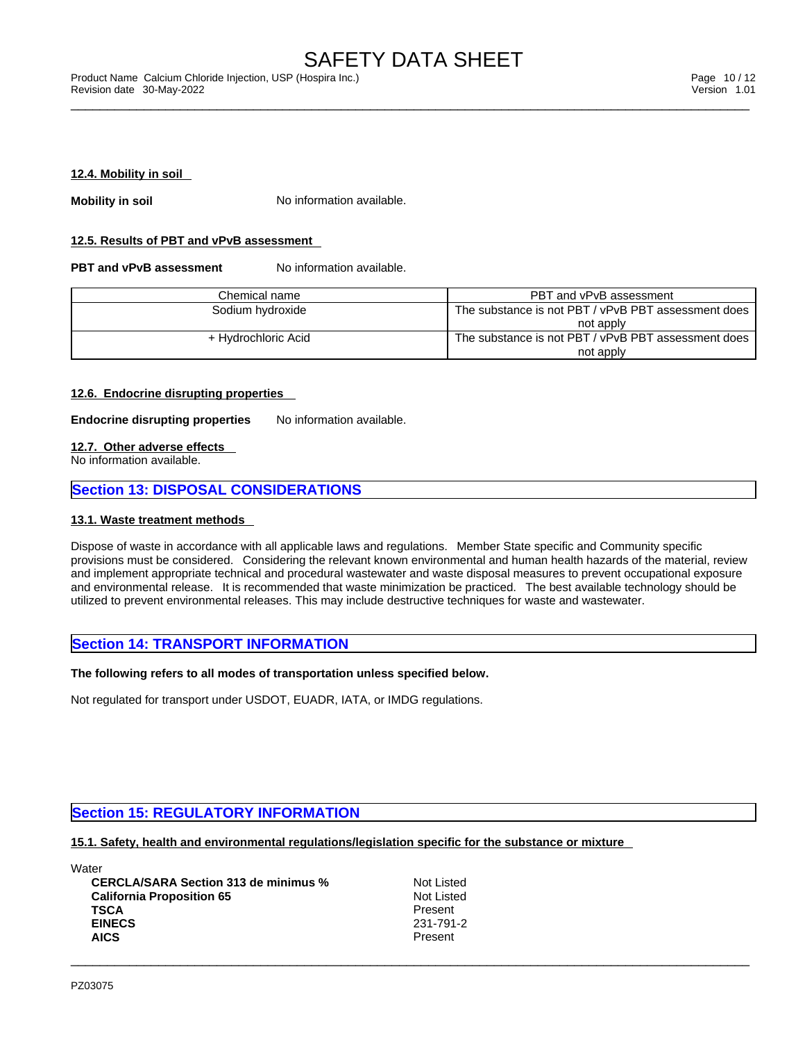#### 12.4. Mobility in soil

**Mobility in soil** No information available.

#### 12.5. Results of PBT and vPvB assessment

**PBT and vPvB assessment** No information available.

| Chemical name | PBT and vPvB assessment |
|---|---|
| Sodium hydroxide | The substance is not PBT / vPvB PBT assessment does not apply |
| + Hydrochloric Acid | The substance is not PBT / vPvB PBT assessment does not apply |

#### 12.6. Endocrine disrupting properties

**Endocrine disrupting properties** No information available.

#### 12.7. Other adverse effects

No information available.

## Section 13: DISPOSAL CONSIDERATIONS

#### 13.1. Waste treatment methods

Dispose of waste in accordance with all applicable laws and regulations. Member State specific and Community specific provisions must be considered. Considering the relevant known environmental and human health hazards of the material, review and implement appropriate technical and procedural wastewater and waste disposal measures to prevent occupational exposure and environmental release. It is recommended that waste minimization be practiced. The best available technology should be utilized to prevent environmental releases. This may include destructive techniques for waste and wastewater.

## Section 14: TRANSPORT INFORMATION

**The following refers to all modes of transportation unless specified below.**

Not regulated for transport under USDOT, EUADR, IATA, or IMDG regulations.

## Section 15: REGULATORY INFORMATION

#### 15.1. Safety, health and environmental regulations/legislation specific for the substance or mixture

Water

| | |
|---|---|
| **CERCLA/SARA Section 313 de minimus %** | Not Listed |
| **California Proposition 65** | Not Listed |
| **TSCA** | Present |
| **EINECS** | 231-791-2 |
| **AICS** | Present |

PZ03075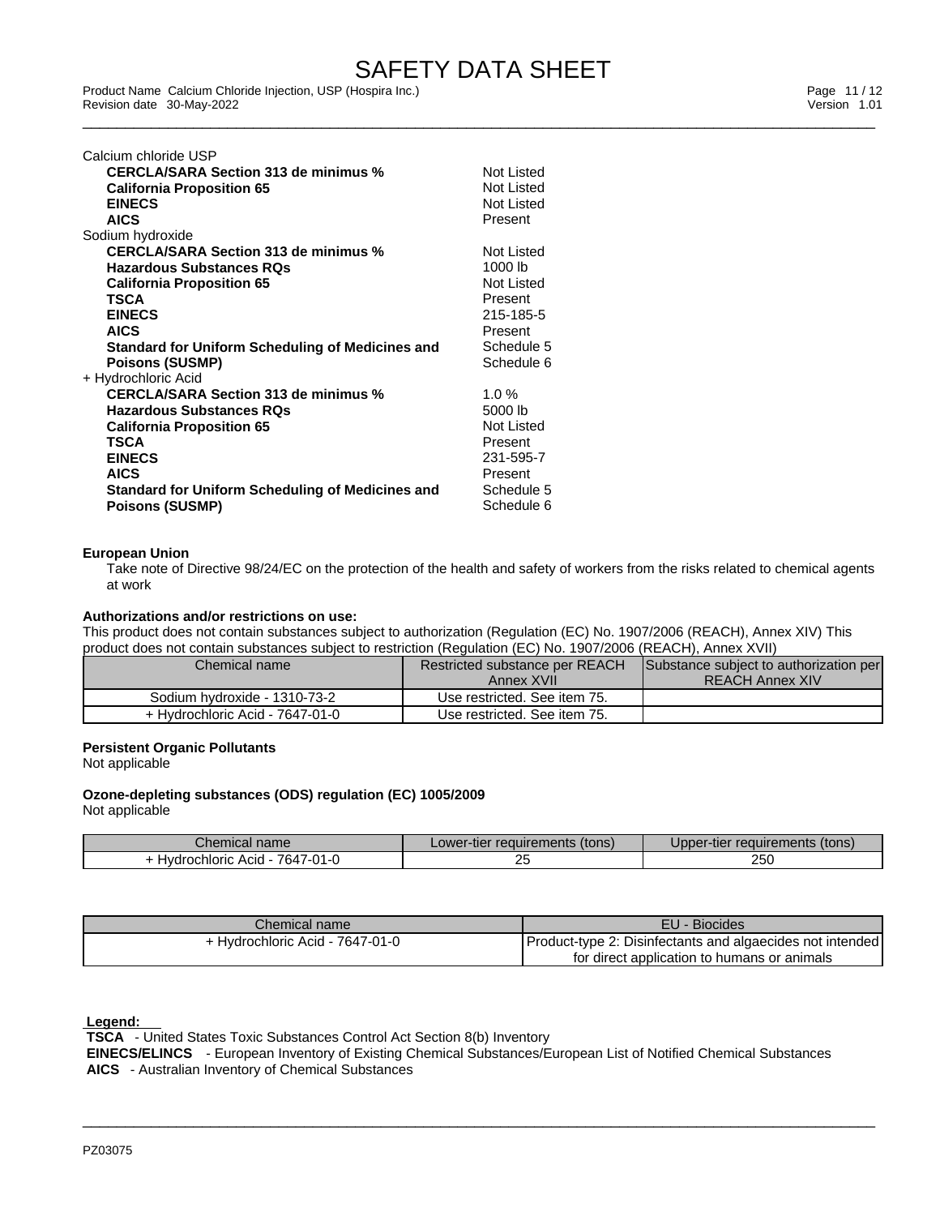Calcium chloride USP

| | |
|---|---|
| **CERCLA/SARA Section 313 de minimus %** | Not Listed |
| **California Proposition 65** | Not Listed |
| **EINECS** | Not Listed |
| **AICS** | Present |

Sodium hydroxide

| | |
|---|---|
| **CERCLA/SARA Section 313 de minimus %** | Not Listed |
| **Hazardous Substances RQs** | 1000 lb |
| **California Proposition 65** | Not Listed |
| **TSCA** | Present |
| **EINECS** | 215-185-5 |
| **AICS** | Present |
| **Standard for Uniform Scheduling of Medicines and Poisons (SUSMP)** | Schedule 5<br>Schedule 6 |

+ Hydrochloric Acid

| | |
|---|---|
| **CERCLA/SARA Section 313 de minimus %** | 1.0 % |
| **Hazardous Substances RQs** | 5000 lb |
| **California Proposition 65** | Not Listed |
| **TSCA** | Present |
| **EINECS** | 231-595-7 |
| **AICS** | Present |
| **Standard for Uniform Scheduling of Medicines and Poisons (SUSMP)** | Schedule 5<br>Schedule 6 |

**European Union**

Take note of Directive 98/24/EC on the protection of the health and safety of workers from the risks related to chemical agents at work

**Authorizations and/or restrictions on use:**

This product does not contain substances subject to authorization (Regulation (EC) No. 1907/2006 (REACH), Annex XIV) This product does not contain substances subject to restriction (Regulation (EC) No. 1907/2006 (REACH), Annex XVII)

| Chemical name | Restricted substance per REACH Annex XVII | Substance subject to authorization per REACH Annex XIV |
|---|---|---|
| Sodium hydroxide - 1310-73-2 | Use restricted. See item 75. | |
| + Hydrochloric Acid - 7647-01-0 | Use restricted. See item 75. | |

**Persistent Organic Pollutants**

Not applicable

**Ozone-depleting substances (ODS) regulation (EC) 1005/2009**

Not applicable

| Chemical name | Lower-tier requirements (tons) | Upper-tier requirements (tons) |
|---|---|---|
| + Hydrochloric Acid - 7647-01-0 | 25 | 250 |

| Chemical name | EU - Biocides |
|---|---|
| + Hydrochloric Acid - 7647-01-0 | Product-type 2: Disinfectants and algaecides not intended for direct application to humans or animals |

**Legend:**

**TSCA** - United States Toxic Substances Control Act Section 8(b) Inventory
**EINECS/ELINCS** - European Inventory of Existing Chemical Substances/European List of Notified Chemical Substances
**AICS** - Australian Inventory of Chemical Substances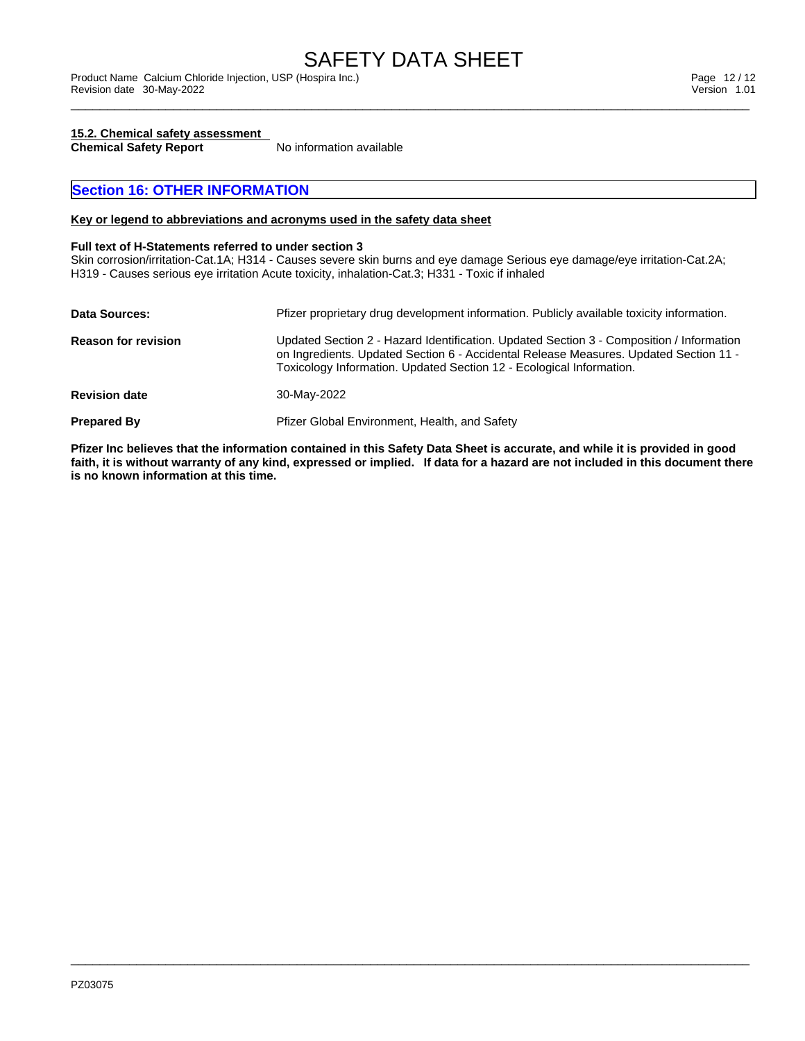### 15.2. Chemical safety assessment

**Chemical Safety Report** No information available

## Section 16: OTHER INFORMATION

**Key or legend to abbreviations and acronyms used in the safety data sheet**

**Full text of H-Statements referred to under section 3**

Skin corrosion/irritation-Cat.1A; H314 - Causes severe skin burns and eye damage Serious eye damage/eye irritation-Cat.2A; H319 - Causes serious eye irritation Acute toxicity, inhalation-Cat.3; H331 - Toxic if inhaled

| | |
|---|---|
| **Data Sources:** | Pfizer proprietary drug development information. Publicly available toxicity information. |
| **Reason for revision** | Updated Section 2 - Hazard Identification. Updated Section 3 - Composition / Information on Ingredients. Updated Section 6 - Accidental Release Measures. Updated Section 11 - Toxicology Information. Updated Section 12 - Ecological Information. |
| **Revision date** | 30-May-2022 |
| **Prepared By** | Pfizer Global Environment, Health, and Safety |

**Pfizer Inc believes that the information contained in this Safety Data Sheet is accurate, and while it is provided in good faith, it is without warranty of any kind, expressed or implied. If data for a hazard are not included in this document there is no known information at this time.**